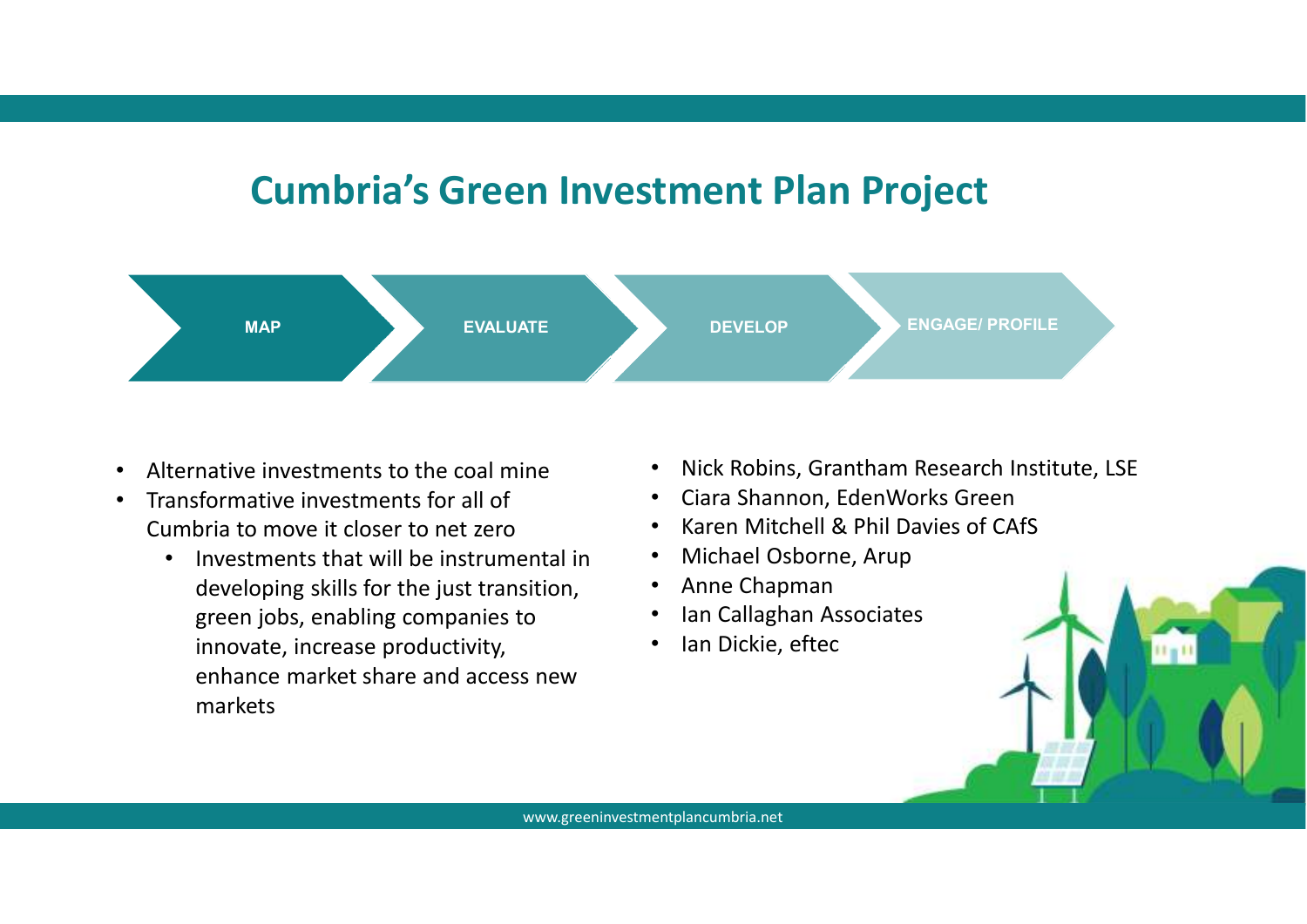# Cumbria's Green Investment Plan Project

MAP → EVALUATE → DEVELOP → ENGAGE/ PROFILE

- Alternative investments to the coal mine
- Transformative investments for all of Cumbria to move it closer to net zero
  - Investments that will be instrumental in developing skills for the just transition, green jobs, enabling companies to innovate, increase productivity, enhance market share and access new markets

- Nick Robins, Grantham Research Institute, LSE
- Ciara Shannon, EdenWorks Green
- Karen Mitchell & Phil Davies of CAfS
- Michael Osborne, Arup
- Anne Chapman
- Ian Callaghan Associates
- Ian Dickie, eftec

www.greeninvestmentplancumbria.net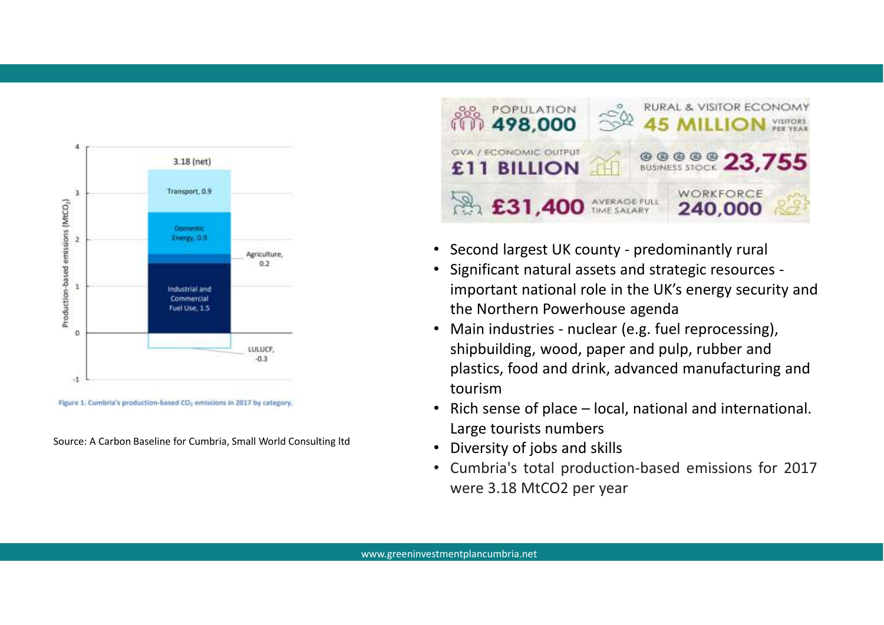Figure 1. Cumbria's production-based $CO_2$ emissions in 2017 by category.

Source: A Carbon Baseline for Cumbria, Small World Consulting ltd

| POPULATION | RURAL & VISITOR ECONOMY |
| --- | --- |
| 498,000 | 45 MILLION VISITORS PER YEAR |
| GVA / ECONOMIC OUTPUT £11 BILLION | BUSINESS STOCK 23,755 |
| £31,400 AVERAGE FULL TIME SALARY | WORKFORCE 240,000 |

- Second largest UK county - predominantly rural
- Significant natural assets and strategic resources - important national role in the UK's energy security and the Northern Powerhouse agenda
- Main industries - nuclear (e.g. fuel reprocessing), shipbuilding, wood, paper and pulp, rubber and plastics, food and drink, advanced manufacturing and tourism
- Rich sense of place – local, national and international. Large tourists numbers
- Diversity of jobs and skills
- Cumbria's total production-based emissions for 2017 were 3.18 $MtCO_2$ per year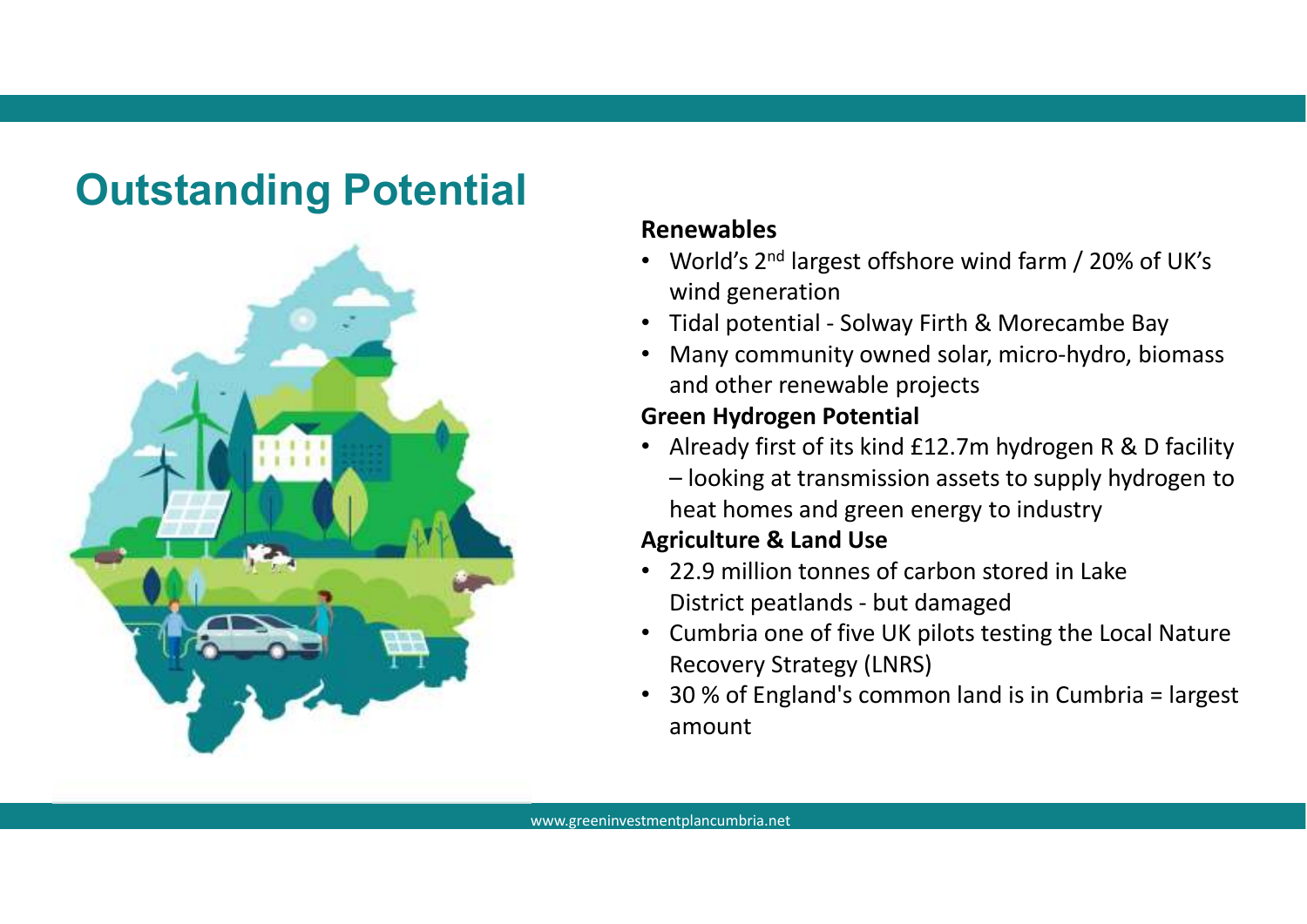# Outstanding Potential

**Renewables**

- World's 2nd largest offshore wind farm / 20% of UK's wind generation
- Tidal potential - Solway Firth & Morecambe Bay
- Many community owned solar, micro-hydro, biomass and other renewable projects

**Green Hydrogen Potential**

- Already first of its kind £12.7m hydrogen R & D facility – looking at transmission assets to supply hydrogen to heat homes and green energy to industry

**Agriculture & Land Use**

- 22.9 million tonnes of carbon stored in Lake District peatlands - but damaged
- Cumbria one of five UK pilots testing the Local Nature Recovery Strategy (LNRS)
- 30 % of England's common land is in Cumbria = largest amount

www.greeninvestmentplancumbria.net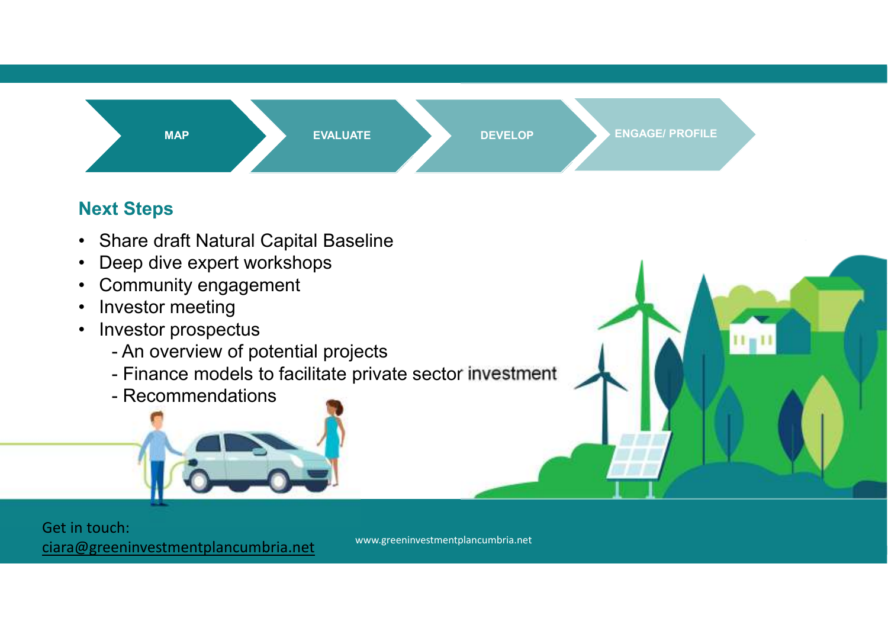MAP → EVALUATE → DEVELOP → ENGAGE/ PROFILE

## Next Steps

- Share draft Natural Capital Baseline
- Deep dive expert workshops
- Community engagement
- Investor meeting
- Investor prospectus
  - An overview of potential projects
  - Finance models to facilitate private sector investment
  - Recommendations

Get in touch:
ciara@greeninvestmentplancumbria.net

www.greeninvestmentplancumbria.net